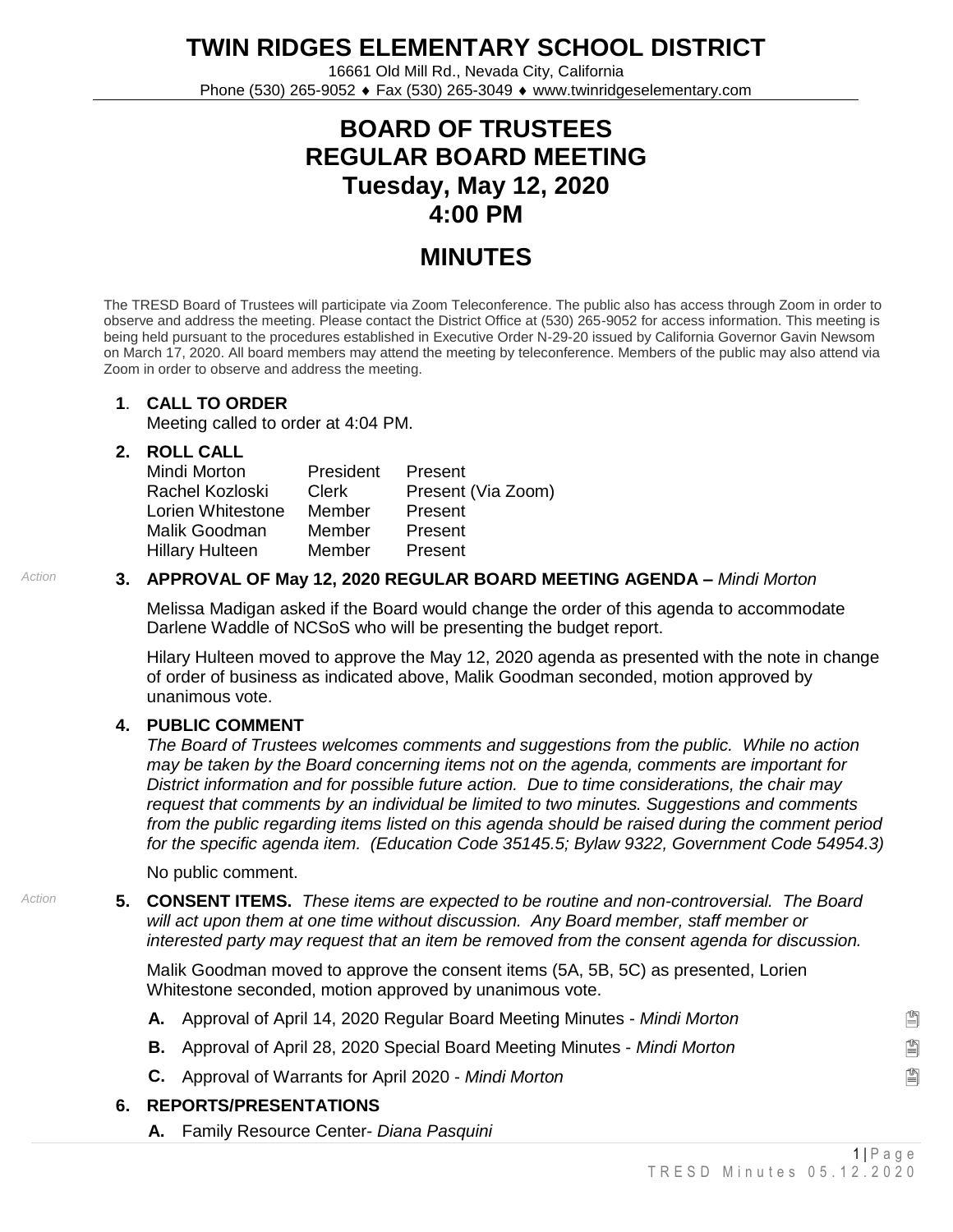# TWIN RIDGES ELEMENTARY SCHOOL DISTRICT

16661 Old Mill Rd., Nevada City, California
Phone (530) 265-9052 ♦ Fax (530) 265-3049 ♦ www.twinridgeselementary.com

## BOARD OF TRUSTEES REGULAR BOARD MEETING Tuesday, May 12, 2020 4:00 PM

## MINUTES

The TRESD Board of Trustees will participate via Zoom Teleconference. The public also has access through Zoom in order to observe and address the meeting. Please contact the District Office at (530) 265-9052 for access information. This meeting is being held pursuant to the procedures established in Executive Order N-29-20 issued by California Governor Gavin Newsom on March 17, 2020. All board members may attend the meeting by teleconference. Members of the public may also attend via Zoom in order to observe and address the meeting.

**1. CALL TO ORDER**

Meeting called to order at 4:04 PM.

**2. ROLL CALL**

| | | |
|---|---|---|
| Mindi Morton | President | Present |
| Rachel Kozloski | Clerk | Present (Via Zoom) |
| Lorien Whitestone | Member | Present |
| Malik Goodman | Member | Present |
| Hillary Hulteen | Member | Present |

*Action*

**3. APPROVAL OF May 12, 2020 REGULAR BOARD MEETING AGENDA –** *Mindi Morton*

Melissa Madigan asked if the Board would change the order of this agenda to accommodate Darlene Waddle of NCSoS who will be presenting the budget report.

Hilary Hulteen moved to approve the May 12, 2020 agenda as presented with the note in change of order of business as indicated above, Malik Goodman seconded, motion approved by unanimous vote.

**4. PUBLIC COMMENT**

*The Board of Trustees welcomes comments and suggestions from the public. While no action may be taken by the Board concerning items not on the agenda, comments are important for District information and for possible future action. Due to time considerations, the chair may request that comments by an individual be limited to two minutes. Suggestions and comments from the public regarding items listed on this agenda should be raised during the comment period for the specific agenda item. (Education Code 35145.5; Bylaw 9322, Government Code 54954.3)*

No public comment.

*Action*

**5. CONSENT ITEMS.** *These items are expected to be routine and non-controversial. The Board will act upon them at one time without discussion. Any Board member, staff member or interested party may request that an item be removed from the consent agenda for discussion.*

Malik Goodman moved to approve the consent items (5A, 5B, 5C) as presented, Lorien Whitestone seconded, motion approved by unanimous vote.

- **A.** Approval of April 14, 2020 Regular Board Meeting Minutes - *Mindi Morton*
- **B.** Approval of April 28, 2020 Special Board Meeting Minutes - *Mindi Morton*
- **C.** Approval of Warrants for April 2020 - *Mindi Morton*

**6. REPORTS/PRESENTATIONS**

- **A.** Family Resource Center- *Diana Pasquini*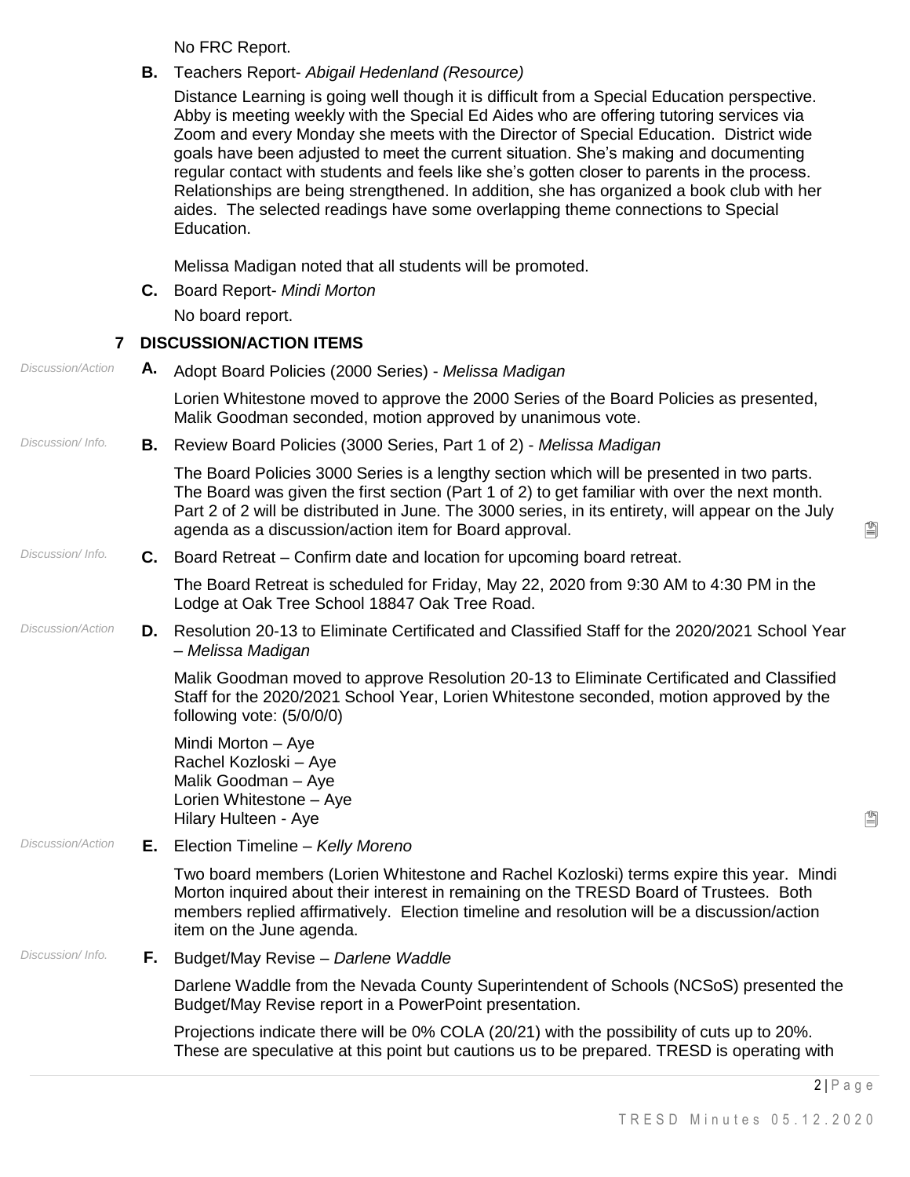No FRC Report.

**B.** Teachers Report- *Abigail Hedenland (Resource)*

Distance Learning is going well though it is difficult from a Special Education perspective. Abby is meeting weekly with the Special Ed Aides who are offering tutoring services via Zoom and every Monday she meets with the Director of Special Education. District wide goals have been adjusted to meet the current situation. She's making and documenting regular contact with students and feels like she's gotten closer to parents in the process. Relationships are being strengthened. In addition, she has organized a book club with her aides. The selected readings have some overlapping theme connections to Special Education.

Melissa Madigan noted that all students will be promoted.

**C.** Board Report- *Mindi Morton*

No board report.

## 7 DISCUSSION/ACTION ITEMS

*Discussion/Action*

**A.** Adopt Board Policies (2000 Series) - *Melissa Madigan*

Lorien Whitestone moved to approve the 2000 Series of the Board Policies as presented, Malik Goodman seconded, motion approved by unanimous vote.

*Discussion/ Info.*

**B.** Review Board Policies (3000 Series, Part 1 of 2) - *Melissa Madigan*

The Board Policies 3000 Series is a lengthy section which will be presented in two parts. The Board was given the first section (Part 1 of 2) to get familiar with over the next month. Part 2 of 2 will be distributed in June. The 3000 series, in its entirety, will appear on the July agenda as a discussion/action item for Board approval.

*Discussion/ Info.*

**C.** Board Retreat – Confirm date and location for upcoming board retreat.

The Board Retreat is scheduled for Friday, May 22, 2020 from 9:30 AM to 4:30 PM in the Lodge at Oak Tree School 18847 Oak Tree Road.

*Discussion/Action*

**D.** Resolution 20-13 to Eliminate Certificated and Classified Staff for the 2020/2021 School Year – *Melissa Madigan*

Malik Goodman moved to approve Resolution 20-13 to Eliminate Certificated and Classified Staff for the 2020/2021 School Year, Lorien Whitestone seconded, motion approved by the following vote: (5/0/0/0)

Mindi Morton – Aye
Rachel Kozloski – Aye
Malik Goodman – Aye
Lorien Whitestone – Aye
Hilary Hulteen - Aye

*Discussion/Action*

**E.** Election Timeline – *Kelly Moreno*

Two board members (Lorien Whitestone and Rachel Kozloski) terms expire this year. Mindi Morton inquired about their interest in remaining on the TRESD Board of Trustees. Both members replied affirmatively. Election timeline and resolution will be a discussion/action item on the June agenda.

*Discussion/ Info.*

**F.** Budget/May Revise – *Darlene Waddle*

Darlene Waddle from the Nevada County Superintendent of Schools (NCSoS) presented the Budget/May Revise report in a PowerPoint presentation.

Projections indicate there will be 0% COLA (20/21) with the possibility of cuts up to 20%. These are speculative at this point but cautions us to be prepared. TRESD is operating with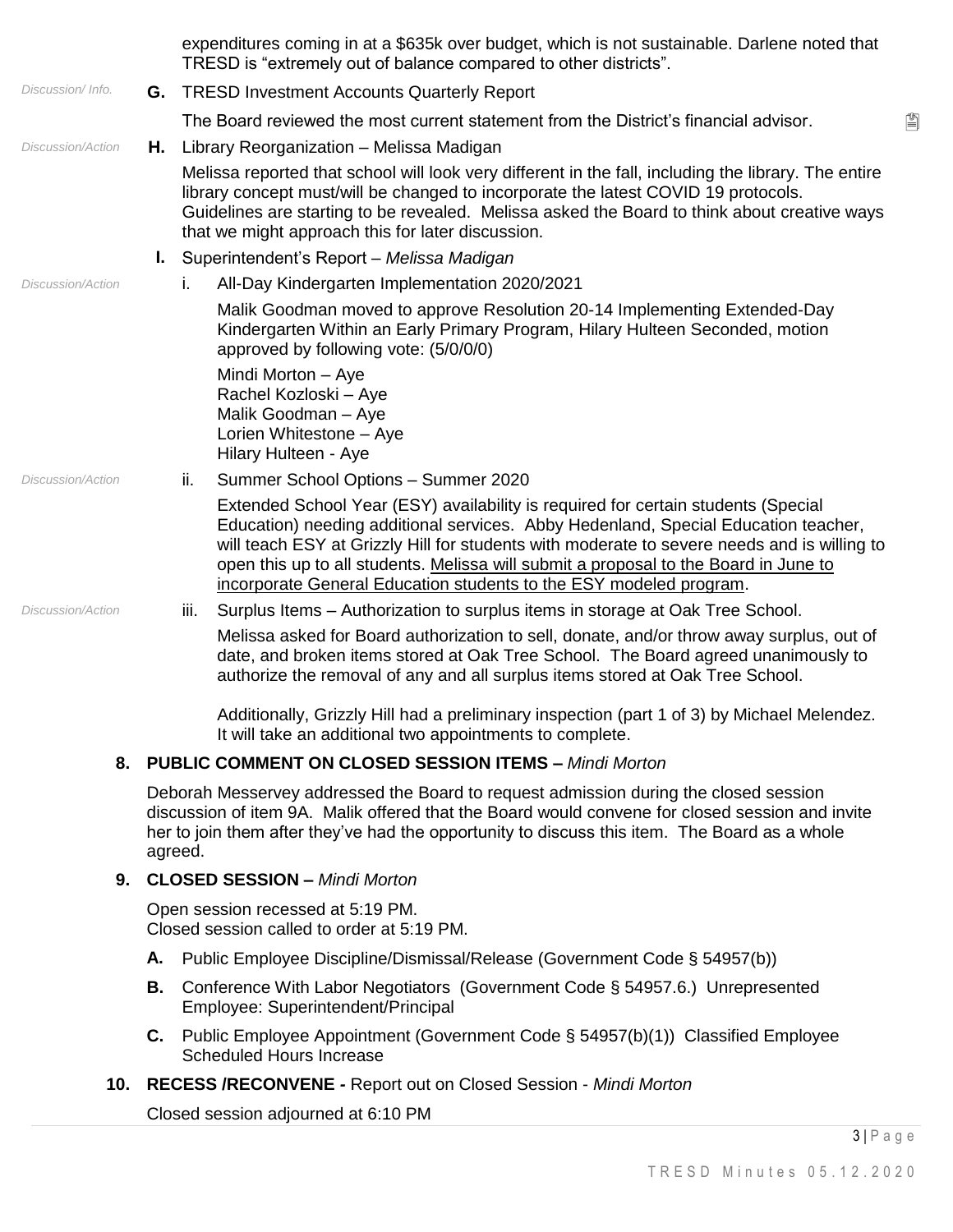expenditures coming in at a $635k over budget, which is not sustainable. Darlene noted that TRESD is “extremely out of balance compared to other districts”.

*Discussion/ Info.*

**G.** TRESD Investment Accounts Quarterly Report

The Board reviewed the most current statement from the District’s financial advisor.

*Discussion/Action*

**H.** Library Reorganization – Melissa Madigan

Melissa reported that school will look very different in the fall, including the library. The entire library concept must/will be changed to incorporate the latest COVID 19 protocols. Guidelines are starting to be revealed. Melissa asked the Board to think about creative ways that we might approach this for later discussion.

**I.** Superintendent’s Report – *Melissa Madigan*

*Discussion/Action*

i. All-Day Kindergarten Implementation 2020/2021

Malik Goodman moved to approve Resolution 20-14 Implementing Extended-Day Kindergarten Within an Early Primary Program, Hilary Hulteen Seconded, motion approved by following vote: (5/0/0/0)

Mindi Morton – Aye
Rachel Kozloski – Aye
Malik Goodman – Aye
Lorien Whitestone – Aye
Hilary Hulteen - Aye

*Discussion/Action*

ii. Summer School Options – Summer 2020

Extended School Year (ESY) availability is required for certain students (Special Education) needing additional services. Abby Hedenland, Special Education teacher, will teach ESY at Grizzly Hill for students with moderate to severe needs and is willing to open this up to all students. Melissa will submit a proposal to the Board in June to incorporate General Education students to the ESY modeled program.

*Discussion/Action*

iii. Surplus Items – Authorization to surplus items in storage at Oak Tree School.

Melissa asked for Board authorization to sell, donate, and/or throw away surplus, out of date, and broken items stored at Oak Tree School. The Board agreed unanimously to authorize the removal of any and all surplus items stored at Oak Tree School.

Additionally, Grizzly Hill had a preliminary inspection (part 1 of 3) by Michael Melendez. It will take an additional two appointments to complete.

**8. PUBLIC COMMENT ON CLOSED SESSION ITEMS –** *Mindi Morton*

Deborah Messervey addressed the Board to request admission during the closed session discussion of item 9A. Malik offered that the Board would convene for closed session and invite her to join them after they’ve had the opportunity to discuss this item. The Board as a whole agreed.

**9. CLOSED SESSION –** *Mindi Morton*

Open session recessed at 5:19 PM.
Closed session called to order at 5:19 PM.

**A.** Public Employee Discipline/Dismissal/Release (Government Code § 54957(b))

**B.** Conference With Labor Negotiators (Government Code § 54957.6.) Unrepresented Employee: Superintendent/Principal

**C.** Public Employee Appointment (Government Code § 54957(b)(1)) Classified Employee Scheduled Hours Increase

**10. RECESS /RECONVENE -** Report out on Closed Session - *Mindi Morton*

Closed session adjourned at 6:10 PM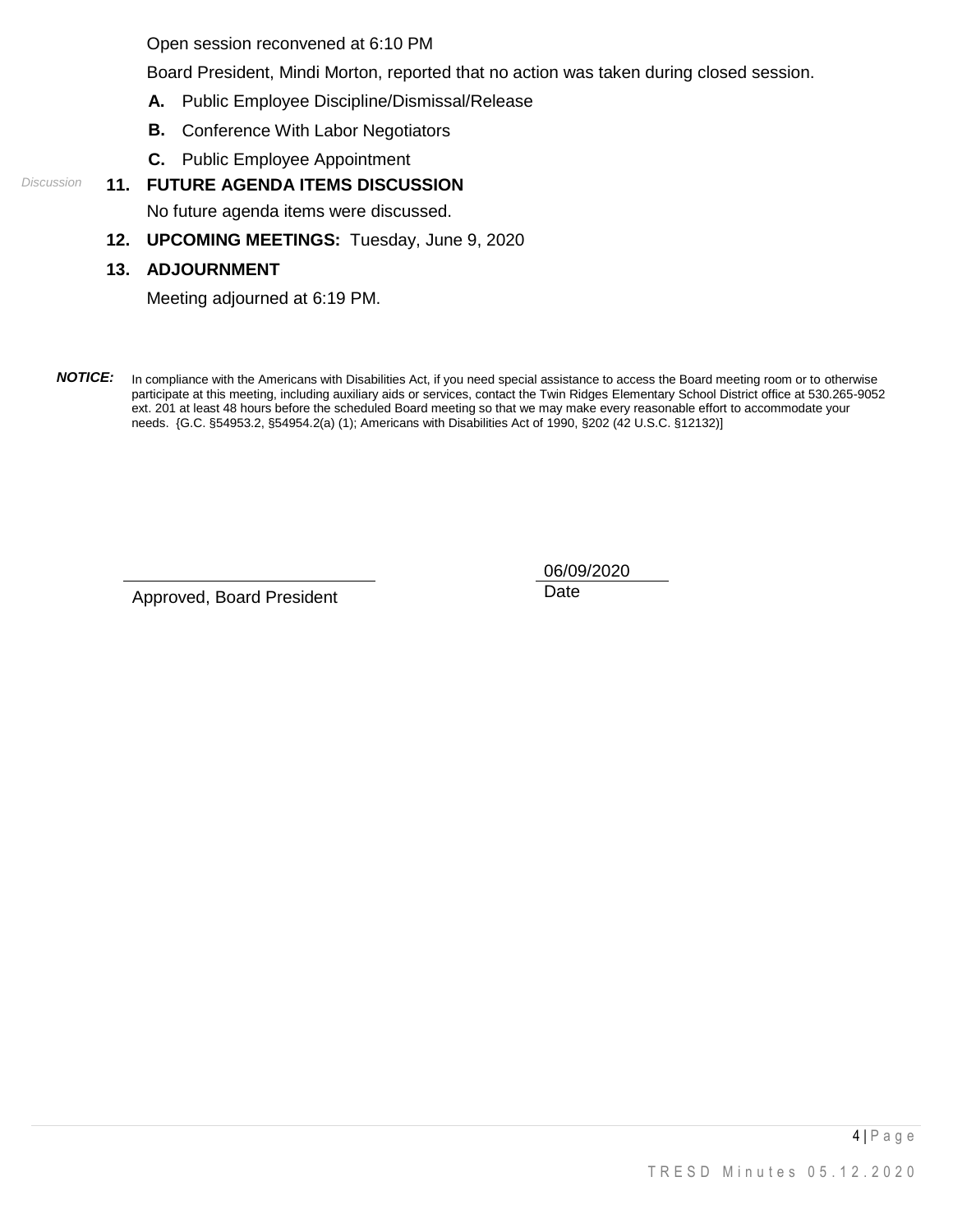Open session reconvened at 6:10 PM

Board President, Mindi Morton, reported that no action was taken during closed session.

- **A.** Public Employee Discipline/Dismissal/Release
- **B.** Conference With Labor Negotiators
- **C.** Public Employee Appointment

*Discussion*

**11. FUTURE AGENDA ITEMS DISCUSSION**

No future agenda items were discussed.

**12. UPCOMING MEETINGS:** Tuesday, June 9, 2020

**13. ADJOURNMENT**

Meeting adjourned at 6:19 PM.

***NOTICE:*** In compliance with the Americans with Disabilities Act, if you need special assistance to access the Board meeting room or to otherwise participate at this meeting, including auxiliary aids or services, contact the Twin Ridges Elementary School District office at 530.265-9052 ext. 201 at least 48 hours before the scheduled Board meeting so that we may make every reasonable effort to accommodate your needs. {G.C. §54953.2, §54954.2(a) (1); Americans with Disabilities Act of 1990, §202 (42 U.S.C. §12132)]

\_\_\_\_\_\_\_\_\_\_\_\_\_\_\_\_\_\_\_\_\_\_\_\_\_\_\_\_
Approved, Board President

06/09/2020
Date